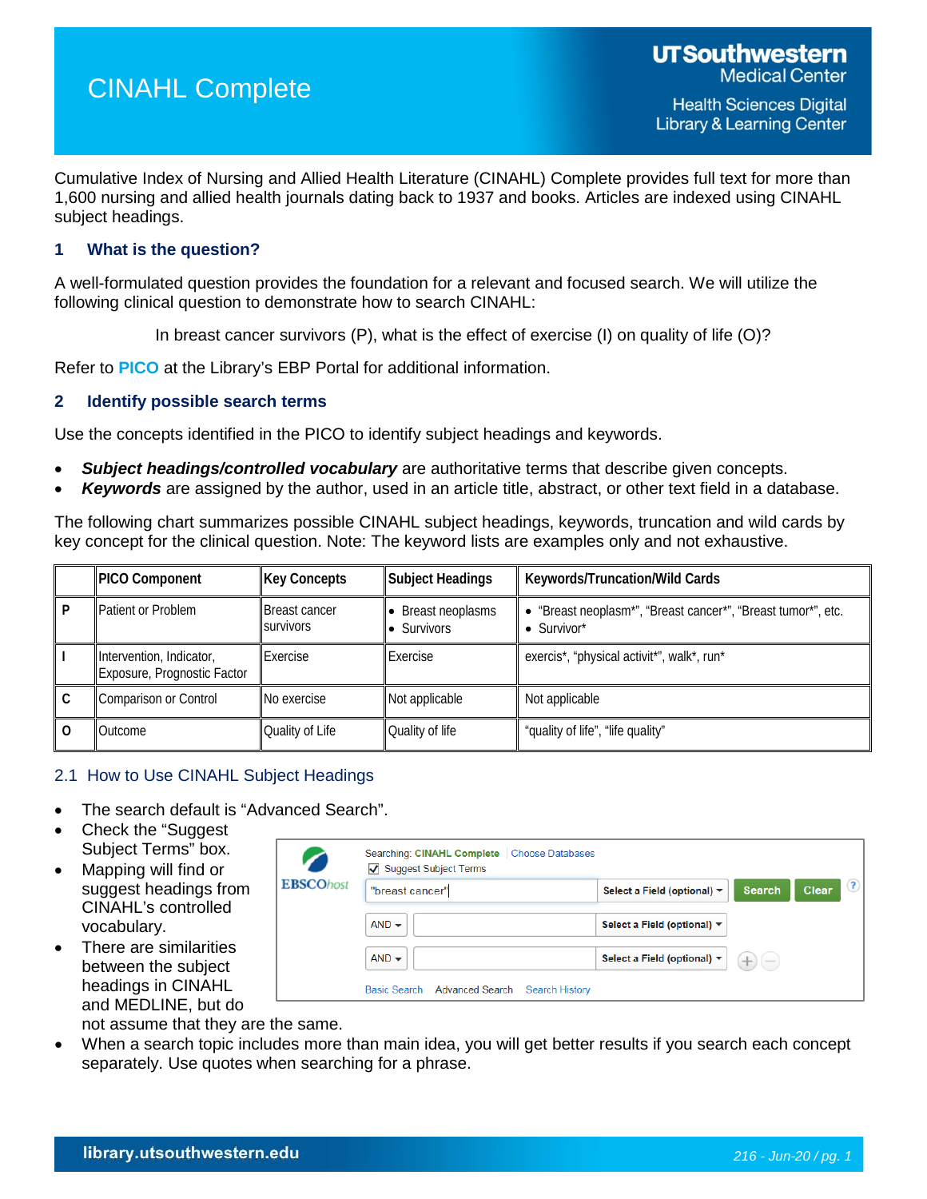# CINAHL Complete

UT Southwestern Medical Center
Health Sciences Digital Library & Learning Center

Cumulative Index of Nursing and Allied Health Literature (CINAHL) Complete provides full text for more than 1,600 nursing and allied health journals dating back to 1937 and books. Articles are indexed using CINAHL subject headings.

## 1 What is the question?

A well-formulated question provides the foundation for a relevant and focused search. We will utilize the following clinical question to demonstrate how to search CINAHL:

In breast cancer survivors (P), what is the effect of exercise (I) on quality of life (O)?

Refer to **PICO** at the Library's EBP Portal for additional information.

## 2 Identify possible search terms

Use the concepts identified in the PICO to identify subject headings and keywords.

- ***Subject headings/controlled vocabulary*** are authoritative terms that describe given concepts.
- ***Keywords*** are assigned by the author, used in an article title, abstract, or other text field in a database.

The following chart summarizes possible CINAHL subject headings, keywords, truncation and wild cards by key concept for the clinical question. Note: The keyword lists are examples only and not exhaustive.

| | PICO Component | Key Concepts | Subject Headings | Keywords/Truncation/Wild Cards |
|---|---|---|---|---|
| P | Patient or Problem | Breast cancer survivors | • Breast neoplasms<br>• Survivors | • "Breast neoplasm*", "Breast cancer*", "Breast tumor*", etc.<br>• Survivor* |
| I | Intervention, Indicator, Exposure, Prognostic Factor | Exercise | Exercise | exercis*, "physical activit*", walk*, run* |
| C | Comparison or Control | No exercise | Not applicable | Not applicable |
| O | Outcome | Quality of Life | Quality of life | "quality of life", "life quality" |

### 2.1 How to Use CINAHL Subject Headings

- The search default is "Advanced Search".
- Check the "Suggest Subject Terms" box.
- Mapping will find or suggest headings from CINAHL's controlled vocabulary.
- There are similarities between the subject headings in CINAHL and MEDLINE, but do not assume that they are the same.
- When a search topic includes more than main idea, you will get better results if you search each concept separately. Use quotes when searching for a phrase.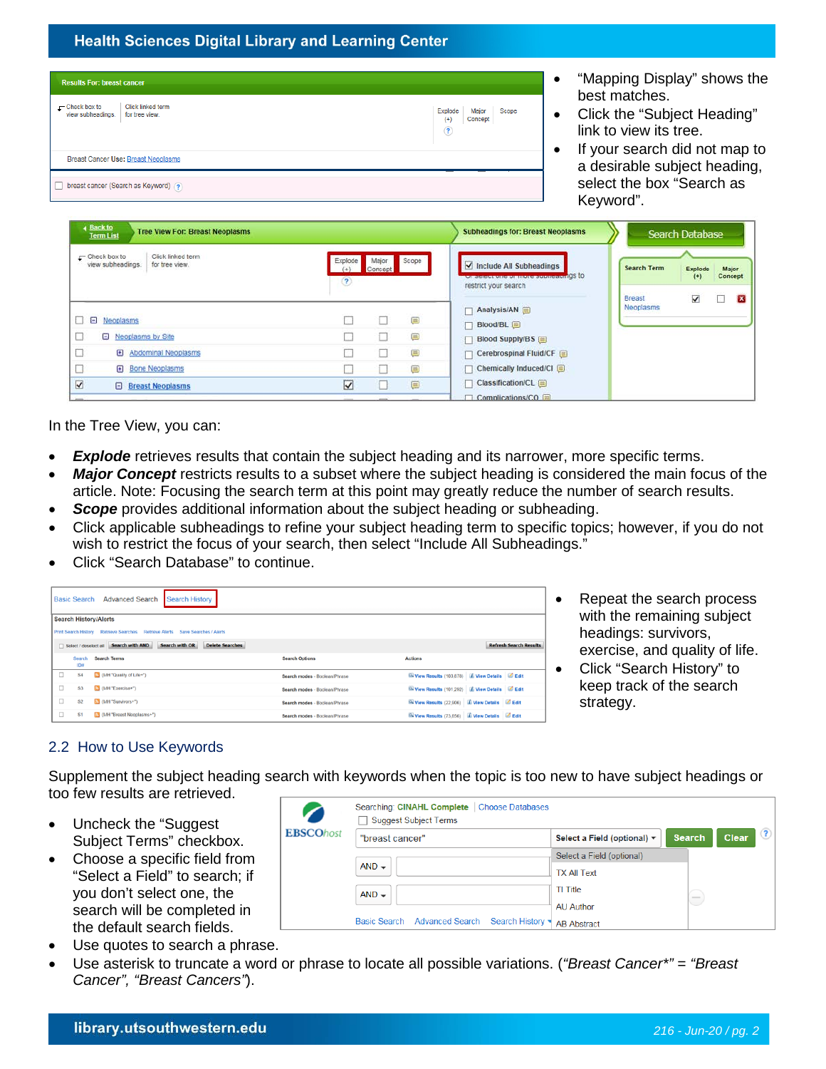- “Mapping Display” shows the best matches.
- Click the “Subject Heading” link to view its tree.
- If your search did not map to a desirable subject heading, select the box “Search as Keyword”.

In the Tree View, you can:

- ***Explode*** retrieves results that contain the subject heading and its narrower, more specific terms.
- ***Major Concept*** restricts results to a subset where the subject heading is considered the main focus of the article. Note: Focusing the search term at this point may greatly reduce the number of search results.
- ***Scope*** provides additional information about the subject heading or subheading.
- Click applicable subheadings to refine your subject heading term to specific topics; however, if you do not wish to restrict the focus of your search, then select “Include All Subheadings.”
- Click “Search Database” to continue.

- Repeat the search process with the remaining subject headings: survivors, exercise, and quality of life.
- Click “Search History” to keep track of the search strategy.

## 2.2 How to Use Keywords

Supplement the subject heading search with keywords when the topic is too new to have subject headings or too few results are retrieved.

- Uncheck the “Suggest Subject Terms” checkbox.
- Choose a specific field from “Select a Field” to search; if you don’t select one, the search will be completed in the default search fields.
- Use quotes to search a phrase.
- Use asterisk to truncate a word or phrase to locate all possible variations. (*“Breast Cancer*” = “Breast Cancer”, “Breast Cancers”*).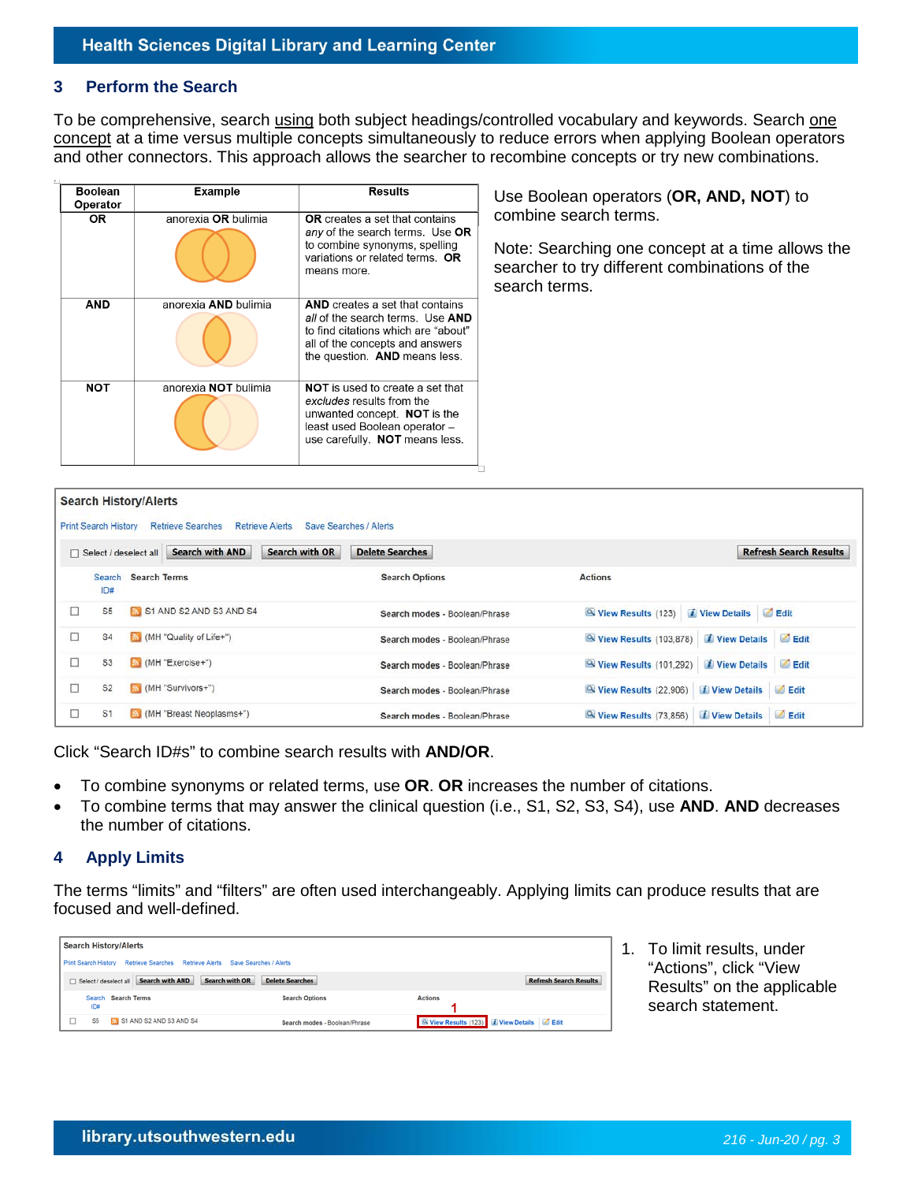## 3 Perform the Search

To be comprehensive, search using both subject headings/controlled vocabulary and keywords. Search one concept at a time versus multiple concepts simultaneously to reduce errors when applying Boolean operators and other connectors. This approach allows the searcher to recombine concepts or try new combinations.

| Boolean Operator | Example | Results |
|---|---|---|
| **OR** | anorexia **OR** bulimia | **OR** creates a set that contains *any* of the search terms. Use **OR** to combine synonyms, spelling variations or related terms. **OR** means more. |
| **AND** | anorexia **AND** bulimia | **AND** creates a set that contains *all* of the search terms. Use **AND** to find citations which are "about" all of the concepts and answers the question. **AND** means less. |
| **NOT** | anorexia **NOT** bulimia | **NOT** is used to create a set that *excludes* results from the unwanted concept. **NOT** is the least used Boolean operator – use carefully. **NOT** means less. |

Use Boolean operators (**OR, AND, NOT**) to combine search terms.

Note: Searching one concept at a time allows the searcher to try different combinations of the search terms.

**Search History/Alerts**

Print Search History | Retrieve Searches | Retrieve Alerts | Save Searches / Alerts

Select / deselect all | Search with AND | Search with OR | Delete Searches | Refresh Search Results

| Search ID# | Search Terms | Search Options | Actions |
|---|---|---|---|
| S5 | S1 AND S2 AND S3 AND S4 | Search modes - Boolean/Phrase | View Results (123) View Details Edit |
| S4 | (MH "Quality of Life+") | Search modes - Boolean/Phrase | View Results (103,878) View Details Edit |
| S3 | (MH "Exercise+") | Search modes - Boolean/Phrase | View Results (101,292) View Details Edit |
| S2 | (MH "Survivors+") | Search modes - Boolean/Phrase | View Results (22,906) View Details Edit |
| S1 | (MH "Breast Neoplasms+") | Search modes - Boolean/Phrase | View Results (73,856) View Details Edit |

Click "Search ID#s" to combine search results with **AND/OR**.

- To combine synonyms or related terms, use **OR**. **OR** increases the number of citations.
- To combine terms that may answer the clinical question (i.e., S1, S2, S3, S4), use **AND**. **AND** decreases the number of citations.

## 4 Apply Limits

The terms "limits" and "filters" are often used interchangeably. Applying limits can produce results that are focused and well-defined.

**Search History/Alerts**

Print Search History | Retrieve Searches | Retrieve Alerts | Save Searches / Alerts

Select / deselect all | Search with AND | Search with OR | Delete Searches | Refresh Search Results

| Search ID# | Search Terms | Search Options | Actions |
|---|---|---|---|
| S5 | S1 AND S2 AND S3 AND S4 | Search modes - Boolean/Phrase | **1** View Results (123) View Details Edit |

1. To limit results, under "Actions", click "View Results" on the applicable search statement.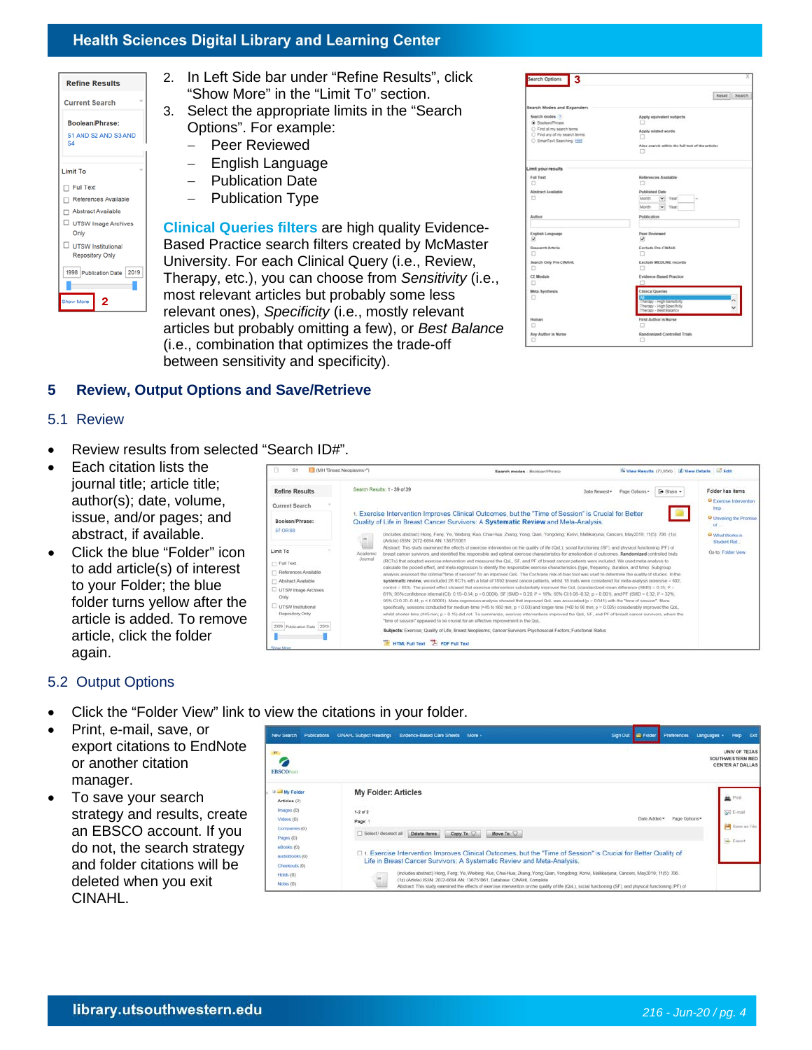2. In Left Side bar under "Refine Results", click "Show More" in the "Limit To" section.
3. Select the appropriate limits in the "Search Options". For example:
   - Peer Reviewed
   - English Language
   - Publication Date
   - Publication Type

**Clinical Queries filters** are high quality Evidence-Based Practice search filters created by McMaster University. For each Clinical Query (i.e., Review, Therapy, etc.), you can choose from *Sensitivity* (i.e., most relevant articles but probably some less relevant ones), *Specificity* (i.e., mostly relevant articles but probably omitting a few), or *Best Balance* (i.e., combination that optimizes the trade-off between sensitivity and specificity).

## 5 Review, Output Options and Save/Retrieve

### 5.1 Review

- Review results from selected "Search ID#".
- Each citation lists the journal title; article title; author(s); date, volume, issue, and/or pages; and abstract, if available.
- Click the blue "Folder" icon to add article(s) of interest to your Folder; the blue folder turns yellow after the article is added. To remove article, click the folder again.

### 5.2 Output Options

- Click the "Folder View" link to view the citations in your folder.
- Print, e-mail, save, or export citations to EndNote or another citation manager.
- To save your search strategy and results, create an EBSCO account. If you do not, the search strategy and folder citations will be deleted when you exit CINAHL.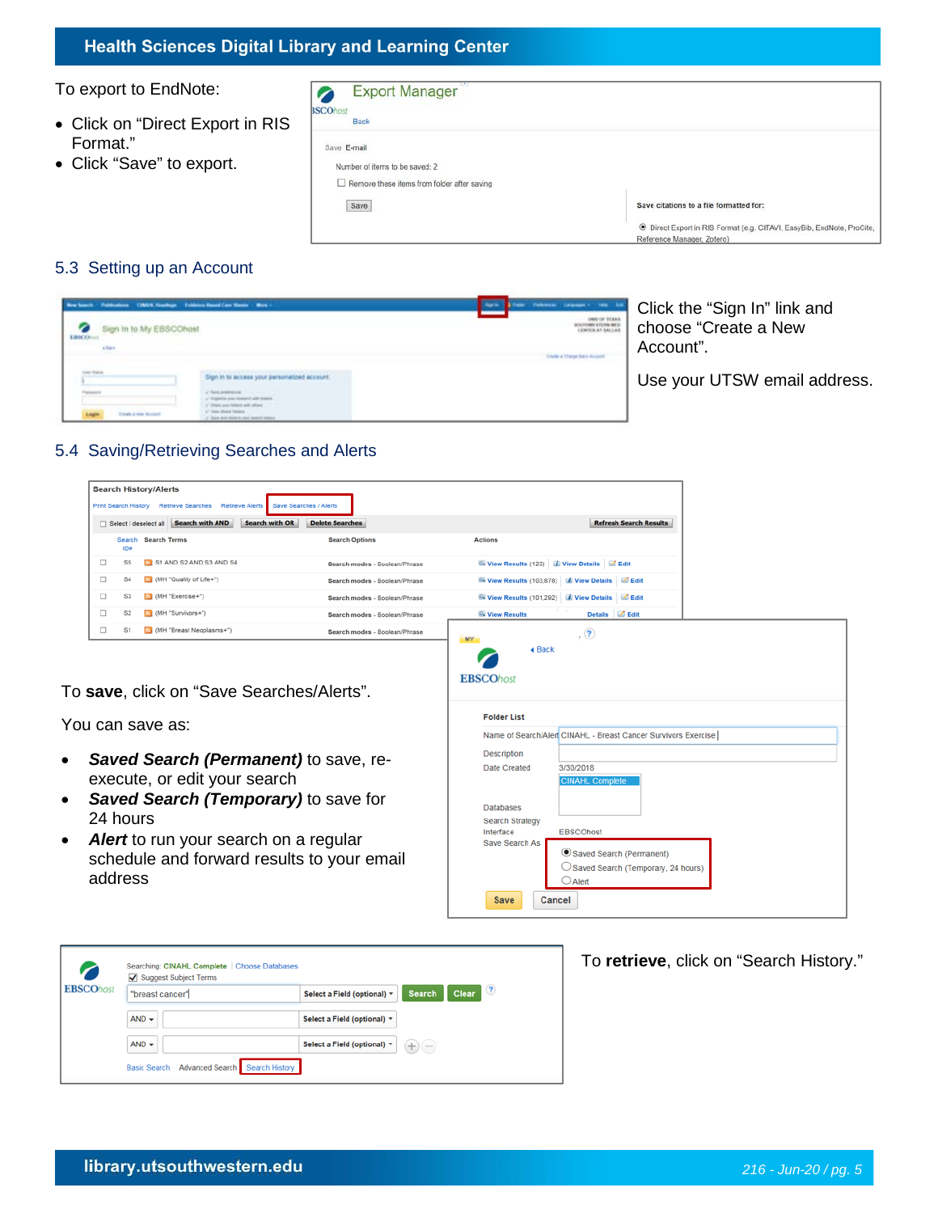To export to EndNote:

- Click on "Direct Export in RIS Format."
- Click "Save" to export.

## 5.3 Setting up an Account

Click the "Sign In" link and choose "Create a New Account".

Use your UTSW email address.

## 5.4 Saving/Retrieving Searches and Alerts

To **save**, click on "Save Searches/Alerts".

You can save as:

- ***Saved Search (Permanent)*** to save, re-execute, or edit your search
- ***Saved Search (Temporary)*** to save for 24 hours
- ***Alert*** to run your search on a regular schedule and forward results to your email address

To **retrieve**, click on "Search History."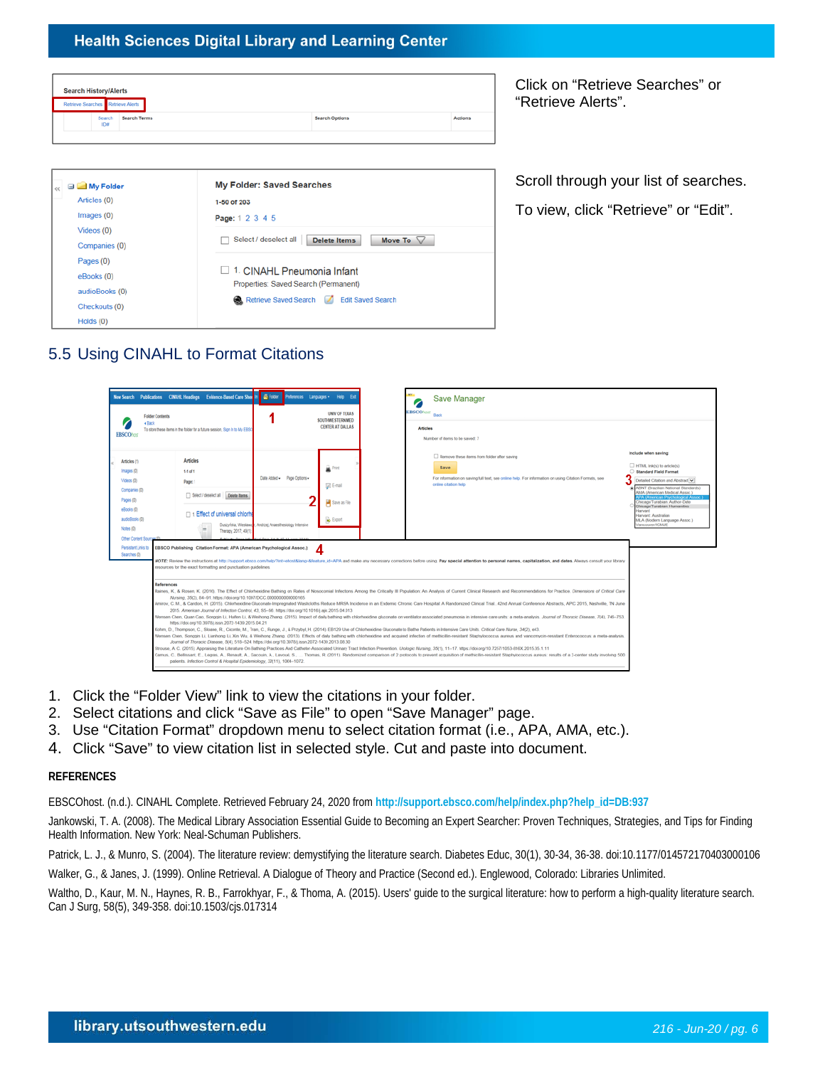Click on “Retrieve Searches” or “Retrieve Alerts”.

Scroll through your list of searches.

To view, click “Retrieve” or “Edit”.

## 5.5 Using CINAHL to Format Citations

1. Click the “Folder View” link to view the citations in your folder.
2. Select citations and click “Save as File” to open “Save Manager” page.
3. Use “Citation Format” dropdown menu to select citation format (i.e., APA, AMA, etc.).
4. Click “Save” to view citation list in selected style. Cut and paste into document.

### REFERENCES

EBSCOhost. (n.d.). CINAHL Complete. Retrieved February 24, 2020 from **http://support.ebsco.com/help/index.php?help_id=DB:937**

Jankowski, T. A. (2008). The Medical Library Association Essential Guide to Becoming an Expert Searcher: Proven Techniques, Strategies, and Tips for Finding Health Information. New York: Neal-Schuman Publishers.

Patrick, L. J., & Munro, S. (2004). The literature review: demystifying the literature search. Diabetes Educ, 30(1), 30-34, 36-38. doi:10.1177/014572170403000106

Walker, G., & Janes, J. (1999). Online Retrieval. A Dialogue of Theory and Practice (Second ed.). Englewood, Colorado: Libraries Unlimited.

Waltho, D., Kaur, M. N., Haynes, R. B., Farrokhyar, F., & Thoma, A. (2015). Users' guide to the surgical literature: how to perform a high-quality literature search. Can J Surg, 58(5), 349-358. doi:10.1503/cjs.017314